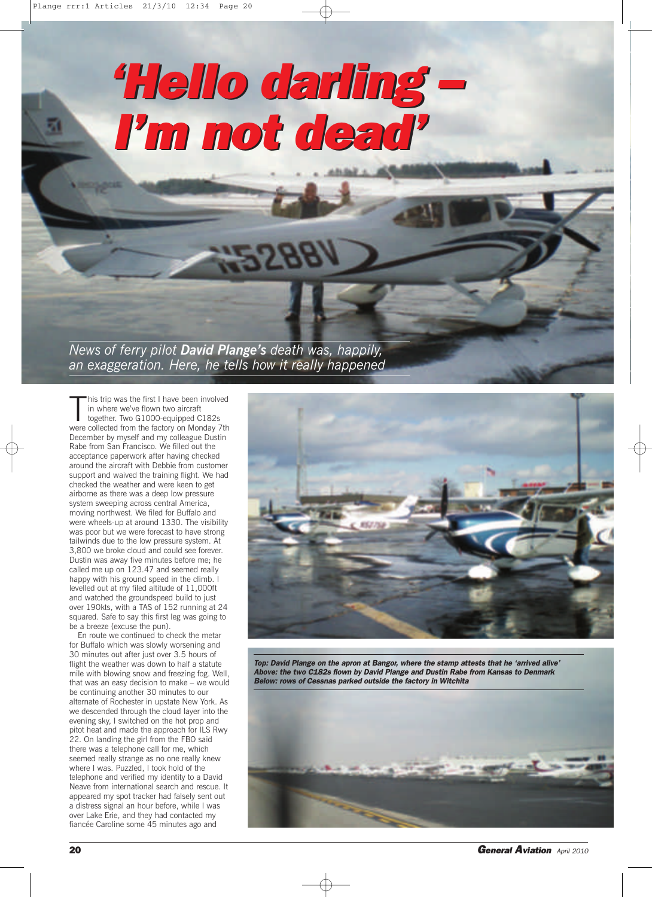# 'Hello darling – I'm not dead'

*News of ferry pilot **David Plange's** death was, happily, an exaggeration. Here, he tells how it really happened*

This trip was the first I have been involved in where we've flown two aircraft together. Two G1000-equipped C182s were collected from the factory on Monday 7th December by myself and my colleague Dustin Rabe from San Francisco. We filled out the acceptance paperwork after having checked around the aircraft with Debbie from customer support and waived the training flight. We had checked the weather and were keen to get airborne as there was a deep low pressure system sweeping across central America, moving northwest. We filed for Buffalo and were wheels-up at around 1330. The visibility was poor but we were forecast to have strong tailwinds due to the low pressure system. At 3,800 we broke cloud and could see forever. Dustin was away five minutes before me; he called me up on 123.47 and seemed really happy with his ground speed in the climb. I levelled out at my filed altitude of 11,000ft and watched the groundspeed build to just over 190kts, with a TAS of 152 running at 24 squared. Safe to say this first leg was going to be a breeze (excuse the pun).

En route we continued to check the metar for Buffalo which was slowly worsening and 30 minutes out after just over 3.5 hours of flight the weather was down to half a statute mile with blowing snow and freezing fog. Well, that was an easy decision to make – we would be continuing another 30 minutes to our alternate of Rochester in upstate New York. As we descended through the cloud layer into the evening sky, I switched on the hot prop and pitot heat and made the approach for ILS Rwy 22. On landing the girl from the FBO said there was a telephone call for me, which seemed really strange as no one really knew where I was. Puzzled, I took hold of the telephone and verified my identity to a David Neave from international search and rescue. It appeared my spot tracker had falsely sent out a distress signal an hour before, while I was over Lake Erie, and they had contacted my fiancée Caroline some 45 minutes ago and

***Top: David Plange on the apron at Bangor, where the stamp attests that he 'arrived alive'***
***Above: the two C182s flown by David Plange and Dustin Rabe from Kansas to Denmark***
***Below: rows of Cessnas parked outside the factory in Witchita***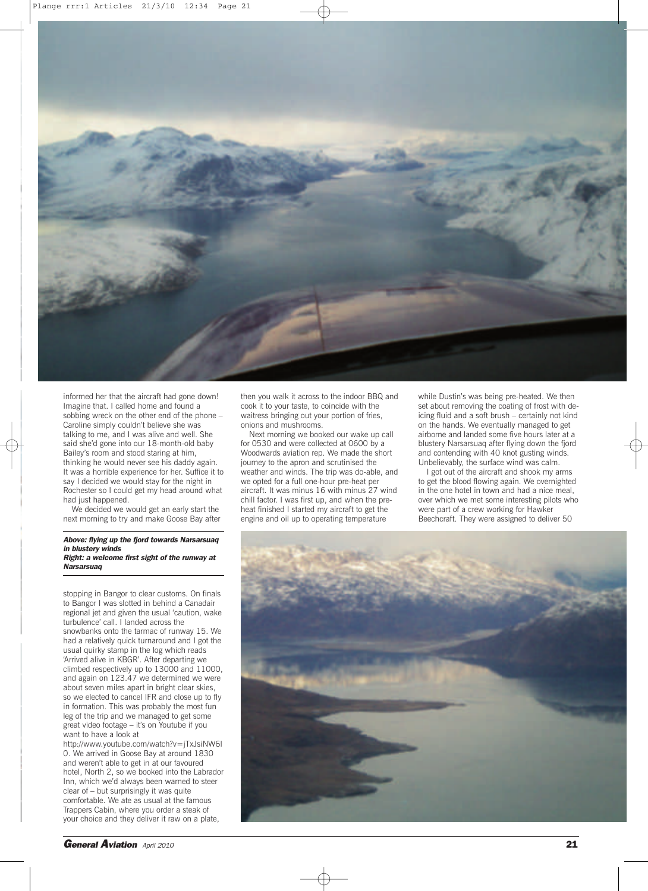informed her that the aircraft had gone down! Imagine that. I called home and found a sobbing wreck on the other end of the phone – Caroline simply couldn't believe she was talking to me, and I was alive and well. She said she'd gone into our 18-month-old baby Bailey's room and stood staring at him, thinking he would never see his daddy again. It was a horrible experience for her. Suffice it to say I decided we would stay for the night in Rochester so I could get my head around what had just happened.

We decided we would get an early start the next morning to try and make Goose Bay after stopping in Bangor to clear customs. On finals to Bangor I was slotted in behind a Canadair regional jet and given the usual 'caution, wake turbulence' call. I landed across the snowbanks onto the tarmac of runway 15. We had a relatively quick turnaround and I got the usual quirky stamp in the log which reads 'Arrived alive in KBGR'. After departing we climbed respectively up to 13000 and 11000, and again on 123.47 we determined we were about seven miles apart in bright clear skies, so we elected to cancel IFR and close up to fly in formation. This was probably the most fun leg of the trip and we managed to get some great video footage – it's on Youtube if you want to have a look at http://www.youtube.com/watch?v=jTxJsiNW6I0. We arrived in Goose Bay at around 1830 and weren't able to get in at our favoured hotel, North 2, so we booked into the Labrador Inn, which we'd always been warned to steer clear of – but surprisingly it was quite comfortable. We ate as usual at the famous Trappers Cabin, where you order a steak of your choice and they deliver it raw on a plate, then you walk it across to the indoor BBQ and cook it to your taste, to coincide with the waitress bringing out your portion of fries, onions and mushrooms.

Next morning we booked our wake up call for 0530 and were collected at 0600 by a Woodwards aviation rep. We made the short journey to the apron and scrutinised the weather and winds. The trip was do-able, and we opted for a full one-hour pre-heat per aircraft. It was minus 16 with minus 27 wind chill factor. I was first up, and when the pre-heat finished I started my aircraft to get the engine and oil up to operating temperature while Dustin's was being pre-heated. We then set about removing the coating of frost with de-icing fluid and a soft brush – certainly not kind on the hands. We eventually managed to get airborne and landed some five hours later at a blustery Narsarsuaq after flying down the fjord and contending with 40 knot gusting winds. Unbelievably, the surface wind was calm.

I got out of the aircraft and shook my arms to get the blood flowing again. We overnighted in the one hotel in town and had a nice meal, over which we met some interesting pilots who were part of a crew working for Hawker Beechcraft. They were assigned to deliver 50

***Above: flying up the fjord towards Narsarsuaq in blustery winds***
***Right: a welcome first sight of the runway at Narsarsuaq***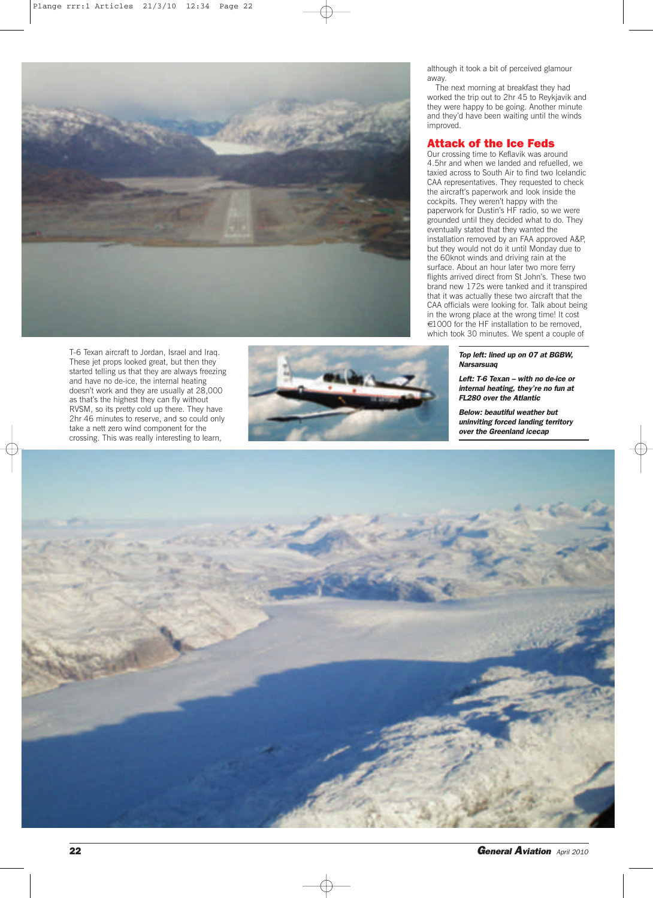although it took a bit of perceived glamour away.

The next morning at breakfast they had worked the trip out to 2hr 45 to Reykjavik and they were happy to be going. Another minute and they'd have been waiting until the winds improved.

## Attack of the Ice Feds

Our crossing time to Keflavik was around 4.5hr and when we landed and refuelled, we taxied across to South Air to find two Icelandic CAA representatives. They requested to check the aircraft's paperwork and look inside the cockpits. They weren't happy with the paperwork for Dustin's HF radio, so we were grounded until they decided what to do. They eventually stated that they wanted the installation removed by an FAA approved A&P, but they would not do it until Monday due to the 60knot winds and driving rain at the surface. About an hour later two more ferry flights arrived direct from St John's. These two brand new 172s were tanked and it transpired that it was actually these two aircraft that the CAA officials were looking for. Talk about being in the wrong place at the wrong time! It cost €1000 for the HF installation to be removed, which took 30 minutes. We spent a couple of

T-6 Texan aircraft to Jordan, Israel and Iraq. These jet props looked great, but then they started telling us that they are always freezing and have no de-ice, the internal heating doesn't work and they are usually at 28,000 as that's the highest they can fly without RVSM, so its pretty cold up there. They have 2hr 46 minutes to reserve, and so could only take a nett zero wind component for the crossing. This was really interesting to learn,

***Top left: lined up on 07 at BGBW, Narsarsuaq***

***Left: T-6 Texan – with no de-ice or internal heating, they're no fun at FL280 over the Atlantic***

***Below: beautiful weather but uninviting forced landing territory over the Greenland icecap***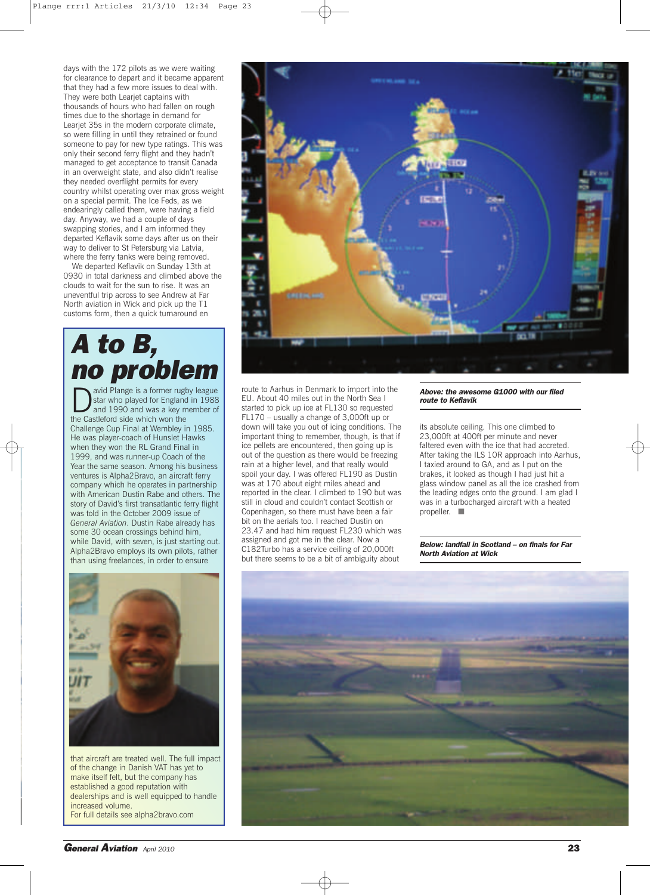days with the 172 pilots as we were waiting for clearance to depart and it became apparent that they had a few more issues to deal with. They were both Learjet captains with thousands of hours who had fallen on rough times due to the shortage in demand for Learjet 35s in the modern corporate climate, so were filling in until they retrained or found someone to pay for new type ratings. This was only their second ferry flight and they hadn't managed to get acceptance to transit Canada in an overweight state, and also didn't realise they needed overflight permits for every country whilst operating over max gross weight on a special permit. The Ice Feds, as we endearingly called them, were having a field day. Anyway, we had a couple of days swapping stories, and I am informed they departed Keflavik some days after us on their way to deliver to St Petersburg via Latvia, where the ferry tanks were being removed.

We departed Keflavik on Sunday 13th at 0930 in total darkness and climbed above the clouds to wait for the sun to rise. It was an uneventful trip across to see Andrew at Far North aviation in Wick and pick up the T1 customs form, then a quick turnaround en route to Aarhus in Denmark to import into the EU. About 40 miles out in the North Sea I started to pick up ice at FL130 so requested FL170 – usually a change of 3,000ft up or down will take you out of icing conditions. The important thing to remember, though, is that if ice pellets are encountered, then going up is out of the question as there would be freezing rain at a higher level, and that really would spoil your day. I was offered FL190 as Dustin was at 170 about eight miles ahead and reported in the clear. I climbed to 190 but was still in cloud and couldn't contact Scottish or Copenhagen, so there must have been a fair bit on the aerials too. I reached Dustin on 23.47 and had him request FL230 which was assigned and got me in the clear. Now a C182Turbo has a service ceiling of 20,000ft but there seems to be a bit of ambiguity about its absolute ceiling. This one climbed to 23,000ft at 400ft per minute and never faltered even with the ice that had accreted. After taking the ILS 10R approach into Aarhus, I taxied around to GA, and as I put on the brakes, it looked as though I had just hit a glass window panel as all the ice crashed from the leading edges onto the ground. I am glad I was in a turbocharged aircraft with a heated propeller. ■

*Above: the awesome G1000 with our filed route to Keflavik*

*Below: landfall in Scotland – on finals for Far North Aviation at Wick*

## A to B, no problem

David Plange is a former rugby league star who played for England in 1988 and 1990 and was a key member of the Castleford side which won the Challenge Cup Final at Wembley in 1985. He was player-coach of Hunslet Hawks when they won the RL Grand Final in 1999, and was runner-up Coach of the Year the same season. Among his business ventures is Alpha2Bravo, an aircraft ferry company which he operates in partnership with American Dustin Rabe and others. The story of David's first transatlantic ferry flight was told in the October 2009 issue of *General Aviation*. Dustin Rabe already has some 30 ocean crossings behind him, while David, with seven, is just starting out. Alpha2Bravo employs its own pilots, rather than using freelances, in order to ensure that aircraft are treated well. The full impact of the change in Danish VAT has yet to make itself felt, but the company has established a good reputation with dealerships and is well equipped to handle increased volume.

For full details see alpha2bravo.com